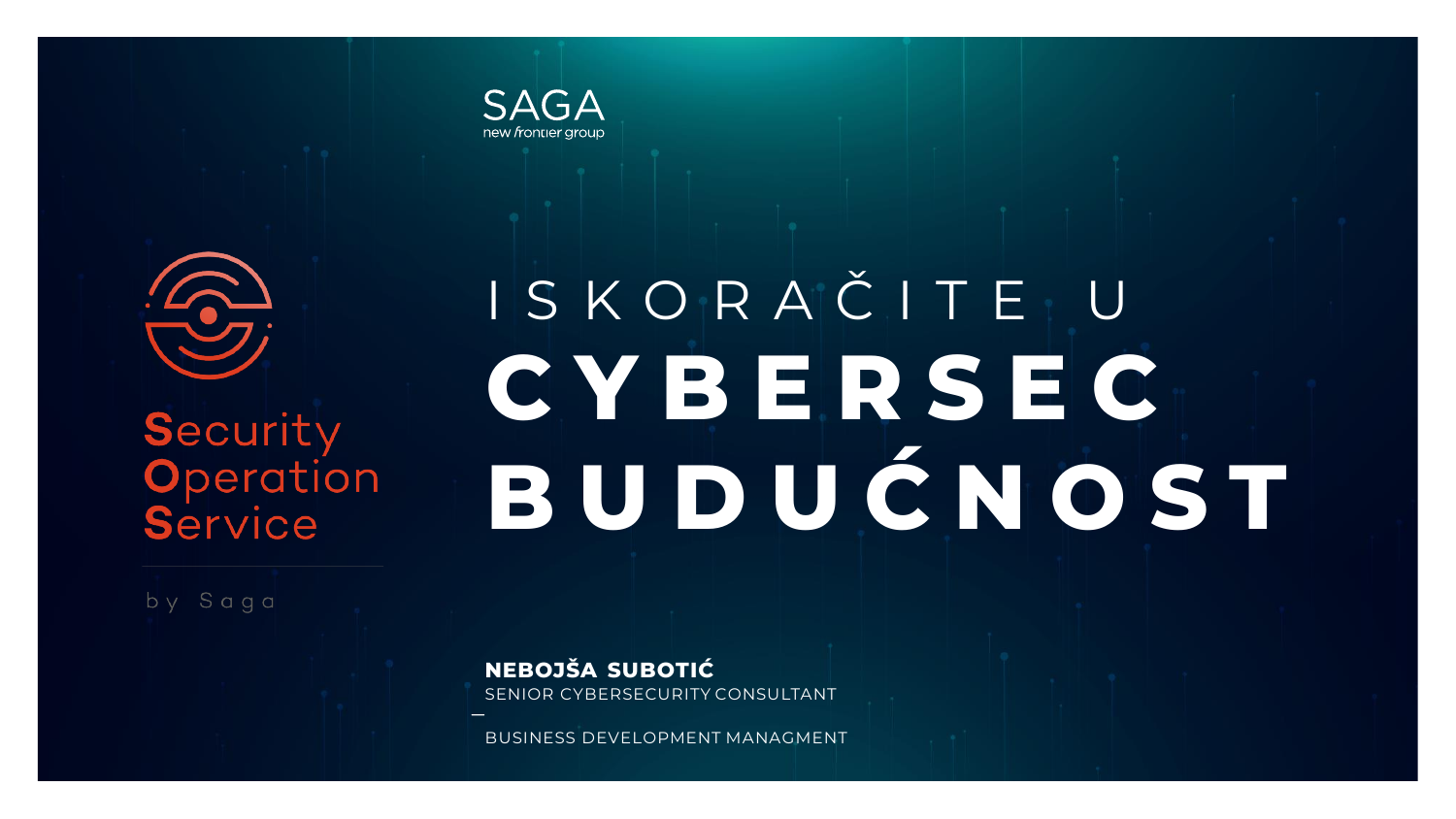SAGA
new frontier group

Security
Operation
Service

by Saga

# ISKORAČITE U CYBERSEC BUDUĆNOST

**NEBOJŠA SUBOTIĆ**
SENIOR CYBERSECURITY CONSULTANT
—
BUSINESS DEVELOPMENT MANAGMENT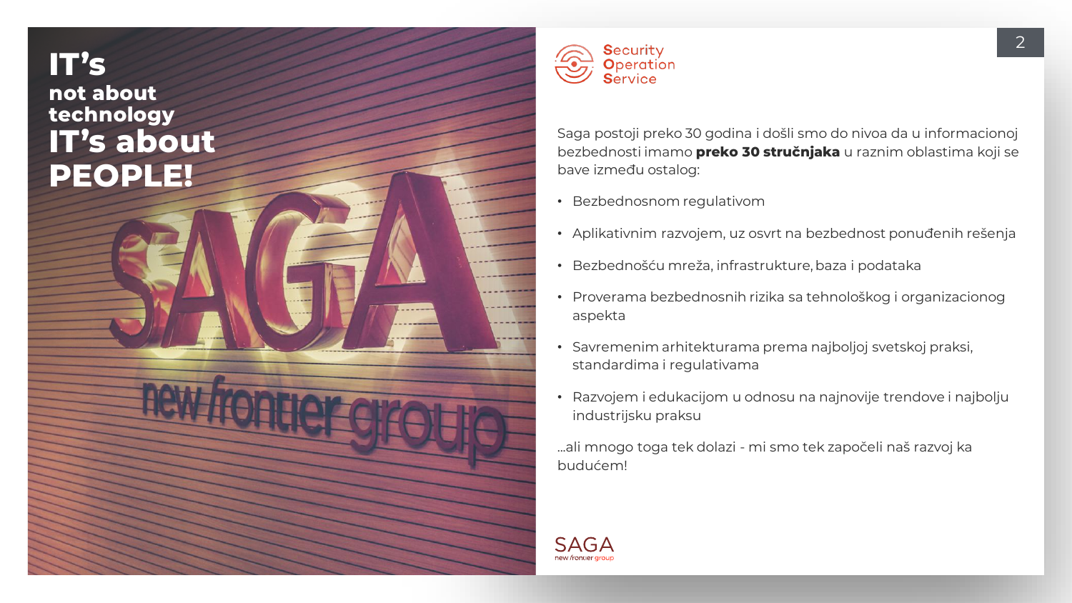# IT's not about technology IT's about PEOPLE!

**Security Operation Service**

Saga postoji preko 30 godina i došli smo do nivoa da u informacionoj bezbednosti imamo **preko 30 stručnjaka** u raznim oblastima koji se bave između ostalog:

- Bezbednosnom regulativom
- Aplikativnim razvojem, uz osvrt na bezbednost ponuđenih rešenja
- Bezbednošću mreža, infrastrukture, baza i podataka
- Proverama bezbednosnih rizika sa tehnološkog i organizacionog aspekta
- Savremenim arhitekturama prema najboljoj svetskoj praksi, standardima i regulativama
- Razvojem i edukacijom u odnosu na najnovije trendove i najbolju industrijsku praksu

...ali mnogo toga tek dolazi - mi smo tek započeli naš razvoj ka budućem!

SAGA new frontier group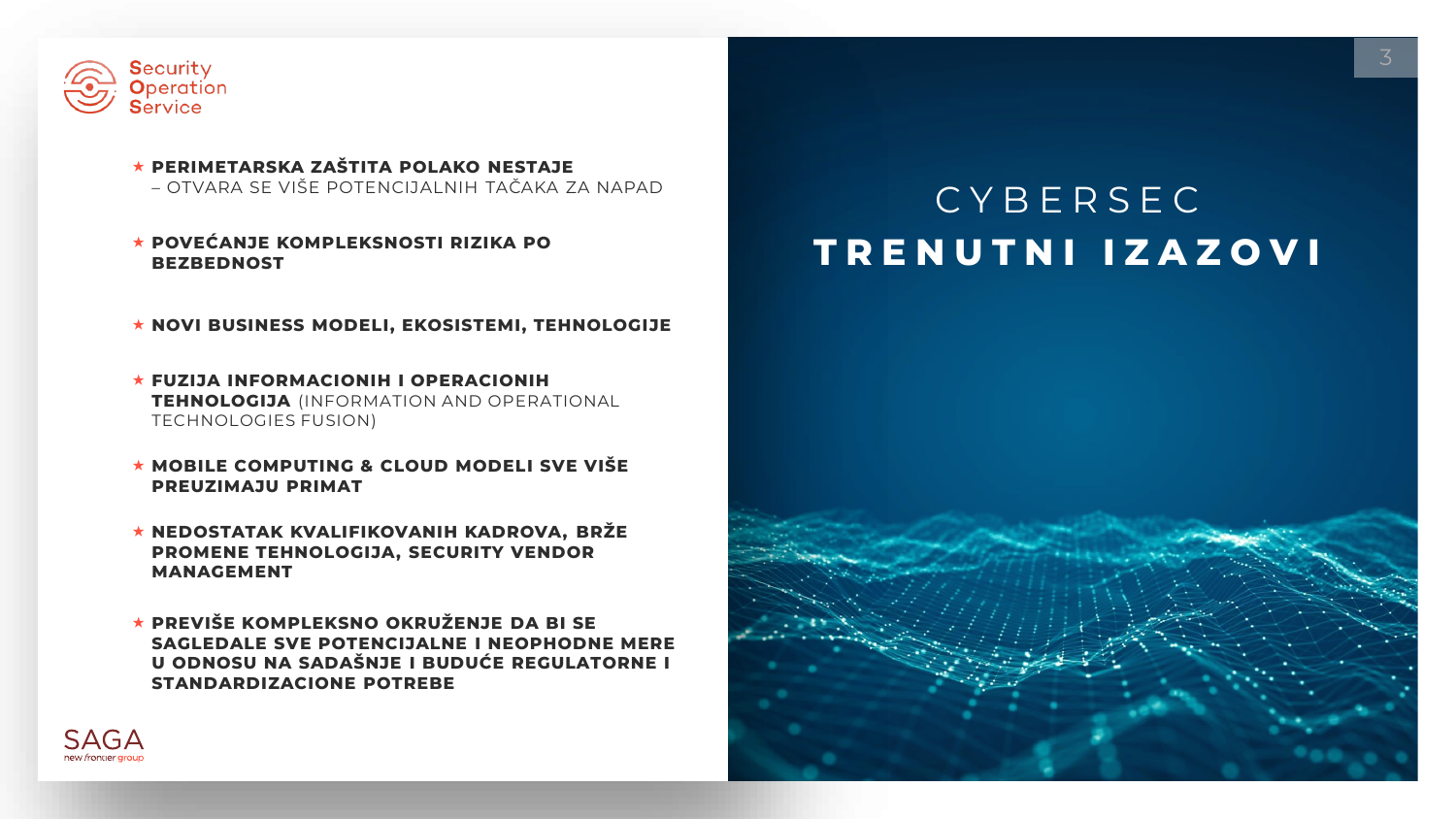# CYBERSEC **TRENUTNI IZAZOVI**

- **PERIMETARSKA ZAŠTITA POLAKO NESTAJE** – OTVARA SE VIŠE POTENCIJALNIH TAČAKA ZA NAPAD
- **POVEĆANJE KOMPLEKSNOSTI RIZIKA PO BEZBEDNOST**
- **NOVI BUSINESS MODELI, EKOSISTEMI, TEHNOLOGIJE**
- **FUZIJA INFORMACIONIH I OPERACIONIH TEHNOLOGIJA** (INFORMATION AND OPERATIONAL TECHNOLOGIES FUSION)
- **MOBILE COMPUTING & CLOUD MODELI SVE VIŠE PREUZIMAJU PRIMAT**
- **NEDOSTATAK KVALIFIKOVANIH KADROVA, BRŽE PROMENE TEHNOLOGIJA, SECURITY VENDOR MANAGEMENT**
- **PREVIŠE KOMPLEKSNO OKRUŽENJE DA BI SE SAGLEDALE SVE POTENCIJALNE I NEOPHODNE MERE U ODNOSU NA SADAŠNJE I BUDUĆE REGULATORNE I STANDARDIZACIONE POTREBE**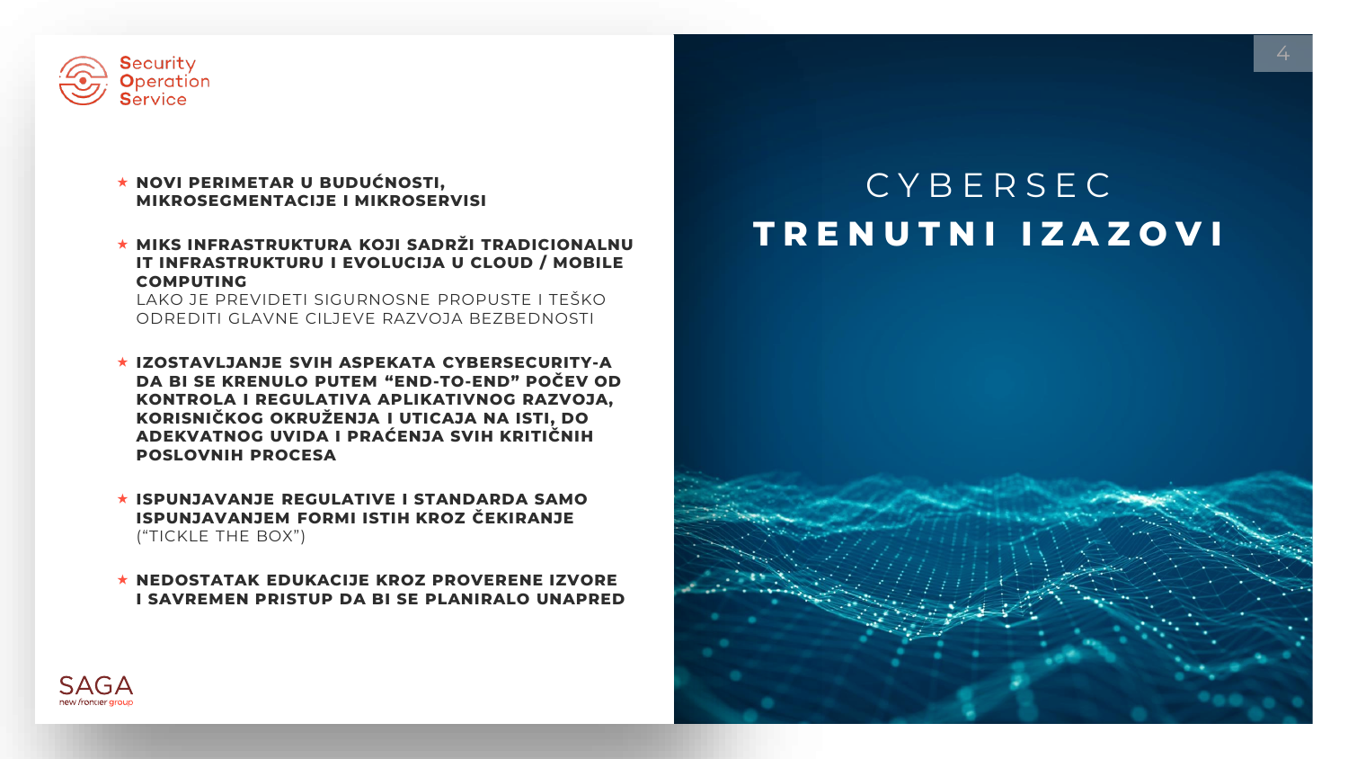# CYBERSEC
## TRENUTNI IZAZOVI

- **NOVI PERIMETAR U BUDUĆNOSTI, MIKROSEGMENTACIJE I MIKROSERVISI**
- **MIKS INFRASTRUKTURA KOJI SADRŽI TRADICIONALNU IT INFRASTRUKTURU I EVOLUCIJA U CLOUD / MOBILE COMPUTING**
  LAKO JE PREVIDETI SIGURNOSNE PROPUSTE I TEŠKO ODREDITI GLAVNE CILJEVE RAZVOJA BEZBEDNOSTI
- **IZOSTAVLJANJE SVIH ASPEKATA CYBERSECURITY-A DA BI SE KRENULO PUTEM “END-TO-END” POČEV OD KONTROLA I REGULATIVA APLIKATIVNOG RAZVOJA, KORISNIČKOG OKRUŽENJA I UTICAJA NA ISTI, DO ADEKVATNOG UVIDA I PRAĆENJA SVIH KRITIČNIH POSLOVNIH PROCESA**
- **ISPUNJAVANJE REGULATIVE I STANDARDA SAMO ISPUNJAVANJEM FORMI ISTIH KROZ ČEKIRANJE** (“TICKLE THE BOX”)
- **NEDOSTATAK EDUKACIJE KROZ PROVERENE IZVORE I SAVREMEN PRISTUP DA BI SE PLANIRALO UNAPRED**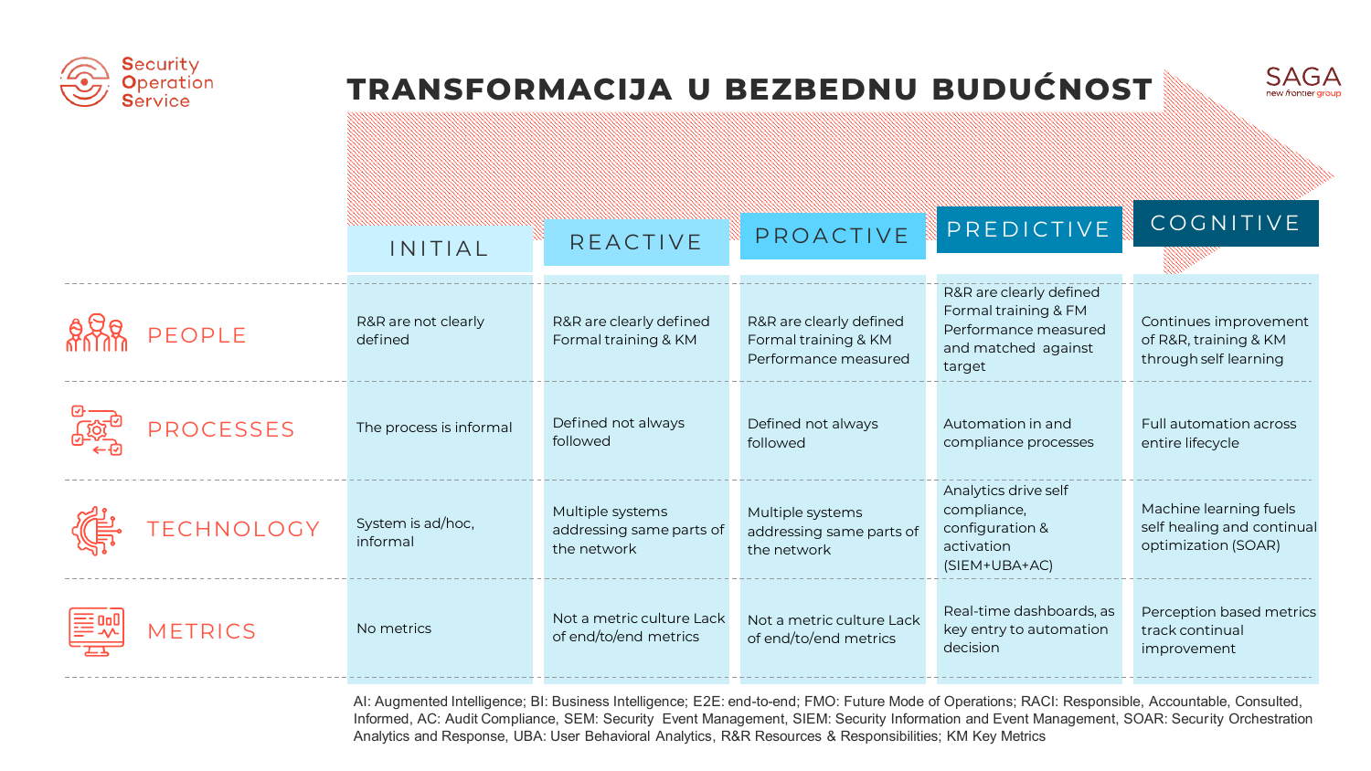Security Operation Service

# TRANSFORMACIJA U BEZBEDNU BUDUĆNOST

SAGA new frontier group

| | INITIAL | REACTIVE | PROACTIVE | PREDICTIVE | COGNITIVE |
|---|---|---|---|---|---|
| PEOPLE | R&R are not clearly defined | R&R are clearly defined Formal training & KM | R&R are clearly defined Formal training & KM Performance measured | R&R are clearly defined Formal training & FM Performance measured and matched against target | Continues improvement of R&R, training & KM through self learning |
| PROCESSES | The process is informal | Defined not always followed | Defined not always followed | Automation in and compliance processes | Full automation across entire lifecycle |
| TECHNOLOGY | System is ad/hoc, informal | Multiple systems addressing same parts of the network | Multiple systems addressing same parts of the network | Analytics drive self compliance, configuration & activation (SIEM+UBA+AC) | Machine learning fuels self healing and continual optimization (SOAR) |
| METRICS | No metrics | Not a metric culture Lack of end/to/end metrics | Not a metric culture Lack of end/to/end metrics | Real-time dashboards, as key entry to automation decision | Perception based metrics track continual improvement |

AI: Augmented Intelligence; BI: Business Intelligence; E2E: end-to-end; FMO: Future Mode of Operations; RACI: Responsible, Accountable, Consulted, Informed, AC: Audit Compliance, SEM: Security Event Management, SIEM: Security Information and Event Management, SOAR: Security Orchestration Analytics and Response, UBA: User Behavioral Analytics, R&R Resources & Responsibilities; KM Key Metrics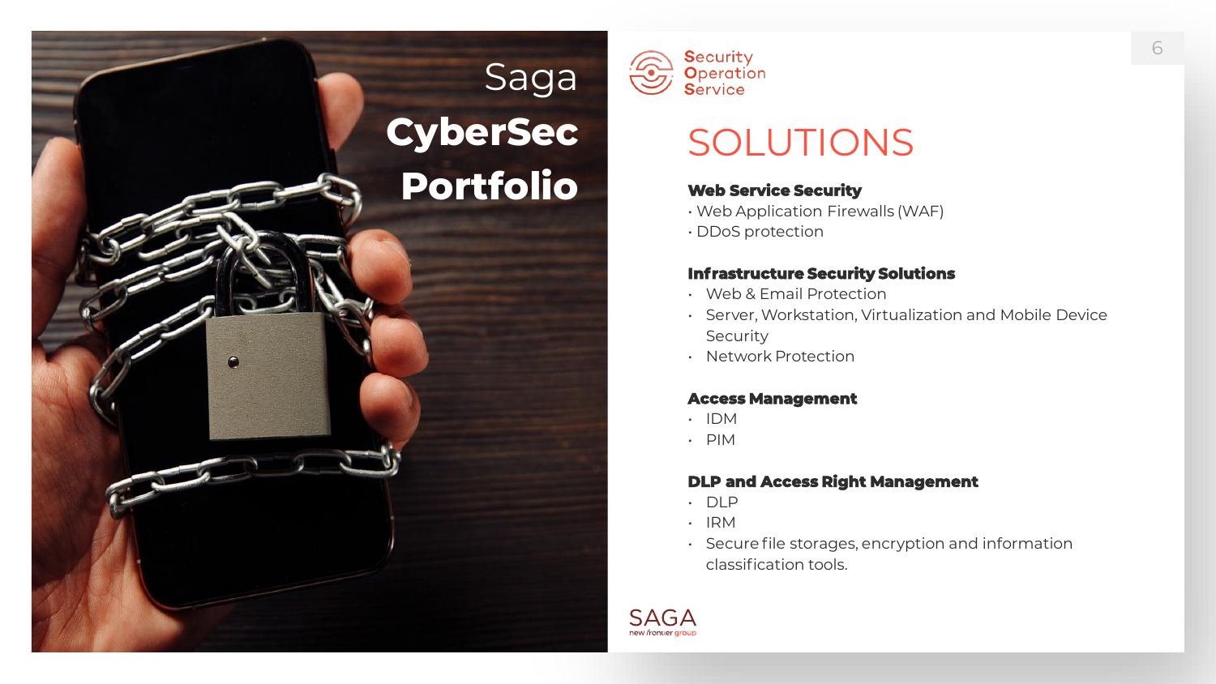# Saga CyberSec Portfolio

Security Operation Service

## SOLUTIONS

**Web Service Security**

- Web Application Firewalls (WAF)
- DDoS protection

**Infrastructure Security Solutions**

- Web & Email Protection
- Server, Workstation, Virtualization and Mobile Device Security
- Network Protection

**Access Management**

- IDM
- PIM

**DLP and Access Right Management**

- DLP
- IRM
- Secure file storages, encryption and information classification tools.

SAGA
new frontier group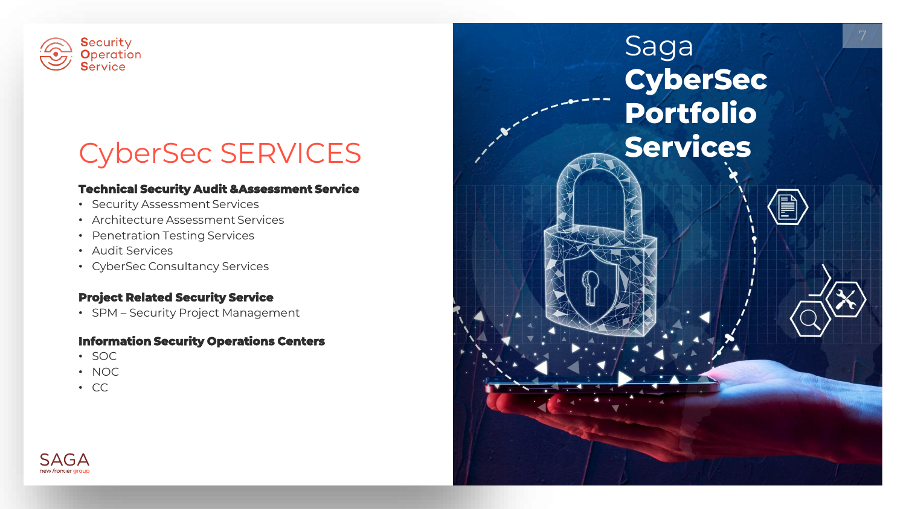Security Operation Service

# CyberSec SERVICES

**Technical Security Audit &Assessment Service**

- Security Assessment Services
- Architecture Assessment Services
- Penetration Testing Services
- Audit Services
- CyberSec Consultancy Services

**Project Related Security Service**

- SPM – Security Project Management

**Information Security Operations Centers**

- SOC
- NOC
- CC

SAGA new frontier group

# Saga **CyberSec Portfolio Services**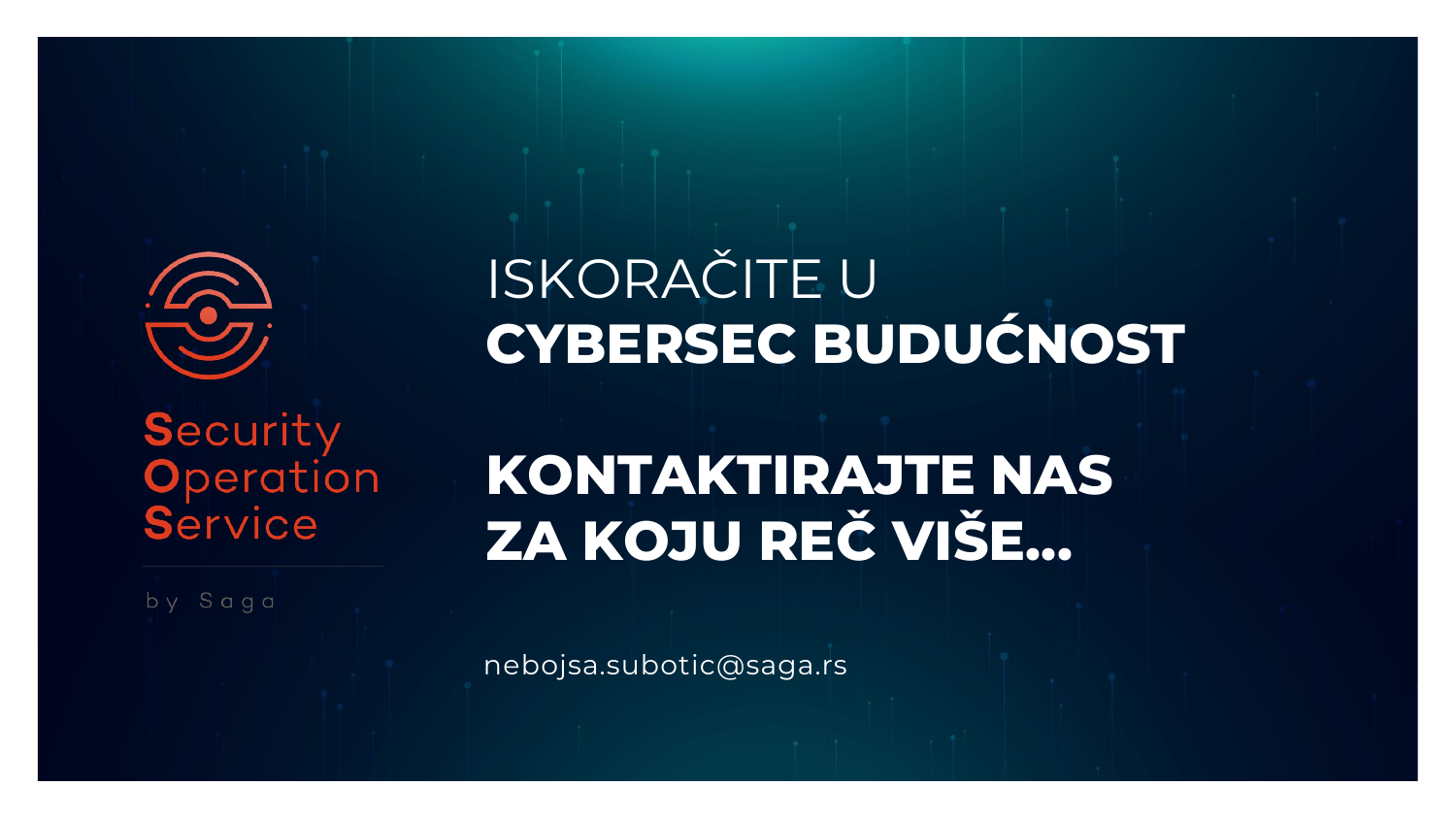Security
Operation
Service

by Saga

# ISKORAČITE U
# **CYBERSEC BUDUĆNOST**

# **KONTAKTIRAJTE NAS ZA KOJU REČ VIŠE...**

nebojsa.subotic@saga.rs